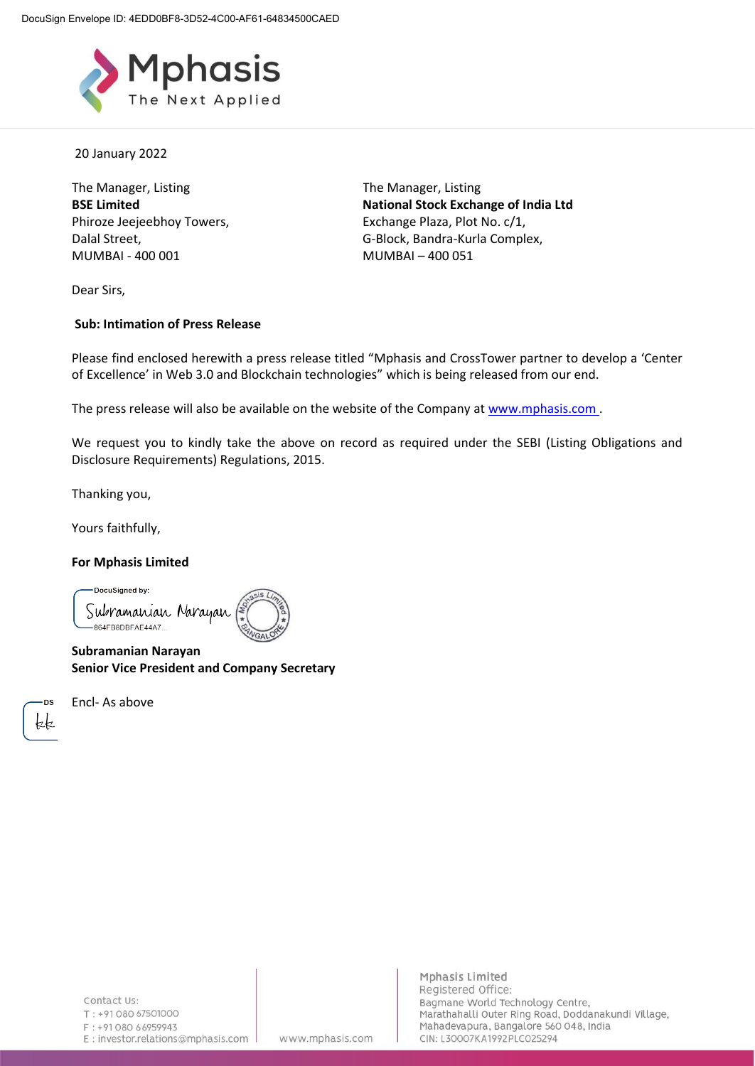20 January 2022

The Manager, Listing
**BSE Limited**
Phiroze Jeejeebhoy Towers,
Dalal Street,
MUMBAI - 400 001

The Manager, Listing
**National Stock Exchange of India Ltd**
Exchange Plaza, Plot No. c/1,
G-Block, Bandra-Kurla Complex,
MUMBAI – 400 051

Dear Sirs,

**Sub: Intimation of Press Release**

Please find enclosed herewith a press release titled "Mphasis and CrossTower partner to develop a 'Center of Excellence' in Web 3.0 and Blockchain technologies" which is being released from our end.

The press release will also be available on the website of the Company at www.mphasis.com .

We request you to kindly take the above on record as required under the SEBI (Listing Obligations and Disclosure Requirements) Regulations, 2015.

Thanking you,

Yours faithfully,

**For Mphasis Limited**

DocuSigned by:
Subramanian Narayan
864FB8DBFAE44A7...

**Subramanian Narayan**
**Senior Vice President and Company Secretary**

Encl- As above

Contact Us:
T : +91 080 67501000
F : +91 080 66959943
E : investor.relations@mphasis.com

www.mphasis.com

Mphasis Limited
Registered Office:
Bagmane World Technology Centre,
Marathahalli Outer Ring Road, Doddanakundi Village,
Mahadevapura, Bangalore 560 048, India
CIN: L30007KA1992PLC025294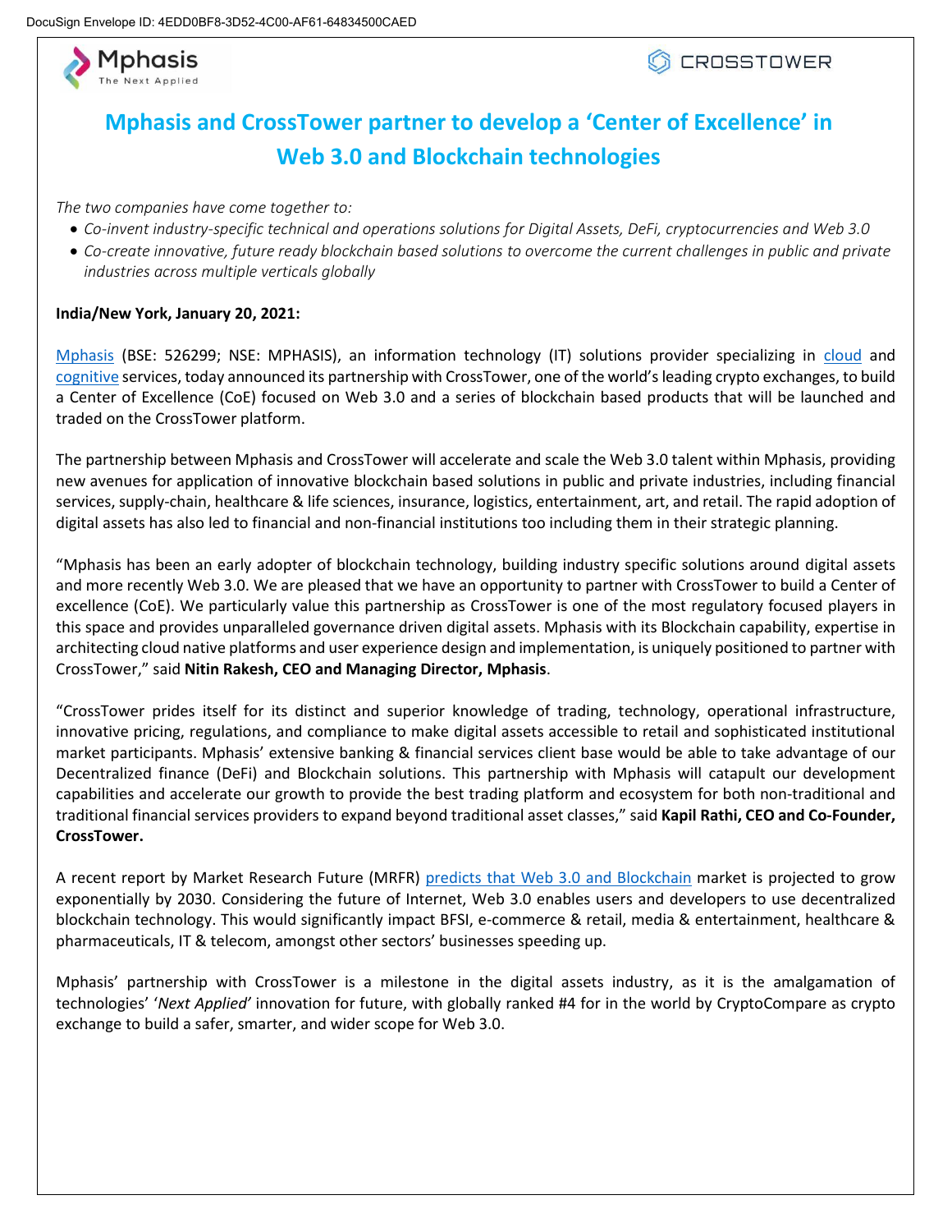# Mphasis and CrossTower partner to develop a 'Center of Excellence' in Web 3.0 and Blockchain technologies

*The two companies have come together to:*

- *Co-invent industry-specific technical and operations solutions for Digital Assets, DeFi, cryptocurrencies and Web 3.0*
- *Co-create innovative, future ready blockchain based solutions to overcome the current challenges in public and private industries across multiple verticals globally*

**India/New York, January 20, 2021:**

[Mphasis](#) (BSE: 526299; NSE: MPHASIS), an information technology (IT) solutions provider specializing in [cloud](#) and [cognitive](#) services, today announced its partnership with CrossTower, one of the world's leading crypto exchanges, to build a Center of Excellence (CoE) focused on Web 3.0 and a series of blockchain based products that will be launched and traded on the CrossTower platform.

The partnership between Mphasis and CrossTower will accelerate and scale the Web 3.0 talent within Mphasis, providing new avenues for application of innovative blockchain based solutions in public and private industries, including financial services, supply-chain, healthcare & life sciences, insurance, logistics, entertainment, art, and retail. The rapid adoption of digital assets has also led to financial and non-financial institutions too including them in their strategic planning.

"Mphasis has been an early adopter of blockchain technology, building industry specific solutions around digital assets and more recently Web 3.0. We are pleased that we have an opportunity to partner with CrossTower to build a Center of excellence (CoE). We particularly value this partnership as CrossTower is one of the most regulatory focused players in this space and provides unparalleled governance driven digital assets. Mphasis with its Blockchain capability, expertise in architecting cloud native platforms and user experience design and implementation, is uniquely positioned to partner with CrossTower," said **Nitin Rakesh, CEO and Managing Director, Mphasis**.

"CrossTower prides itself for its distinct and superior knowledge of trading, technology, operational infrastructure, innovative pricing, regulations, and compliance to make digital assets accessible to retail and sophisticated institutional market participants. Mphasis' extensive banking & financial services client base would be able to take advantage of our Decentralized finance (DeFi) and Blockchain solutions. This partnership with Mphasis will catapult our development capabilities and accelerate our growth to provide the best trading platform and ecosystem for both non-traditional and traditional financial services providers to expand beyond traditional asset classes," said **Kapil Rathi, CEO and Co-Founder, CrossTower.**

A recent report by Market Research Future (MRFR) [predicts that Web 3.0 and Blockchain](#) market is projected to grow exponentially by 2030. Considering the future of Internet, Web 3.0 enables users and developers to use decentralized blockchain technology. This would significantly impact BFSI, e-commerce & retail, media & entertainment, healthcare & pharmaceuticals, IT & telecom, amongst other sectors' businesses speeding up.

Mphasis' partnership with CrossTower is a milestone in the digital assets industry, as it is the amalgamation of technologies' '*Next Applied*' innovation for future, with globally ranked #4 for in the world by CryptoCompare as crypto exchange to build a safer, smarter, and wider scope for Web 3.0.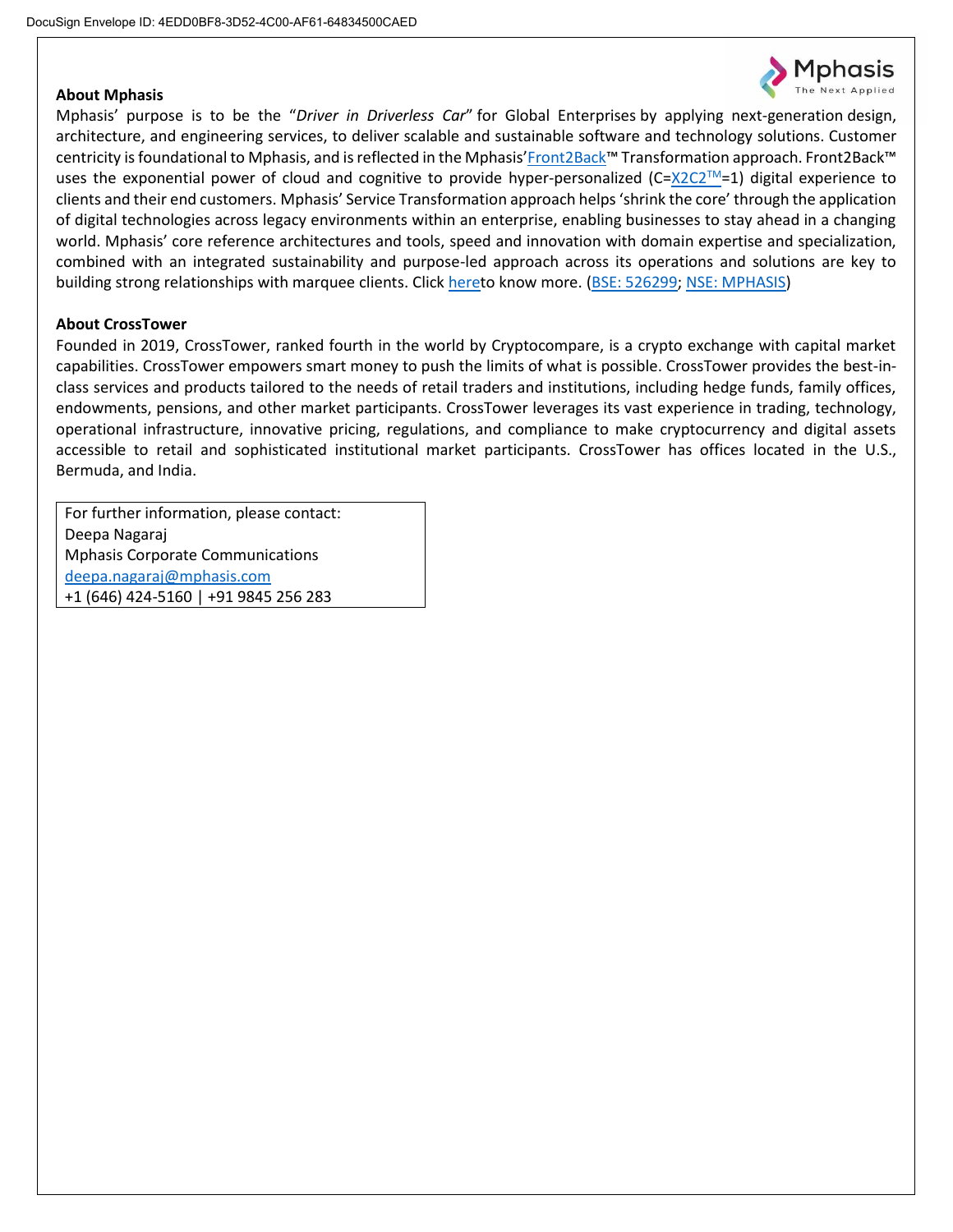### About Mphasis

Mphasis' purpose is to be the "*Driver in Driverless Car*" for Global Enterprises by applying next-generation design, architecture, and engineering services, to deliver scalable and sustainable software and technology solutions. Customer centricity is foundational to Mphasis, and is reflected in the Mphasis' Front2Back™ Transformation approach. Front2Back™ uses the exponential power of cloud and cognitive to provide hyper-personalized (C=X2C2™=1) digital experience to clients and their end customers. Mphasis' Service Transformation approach helps 'shrink the core' through the application of digital technologies across legacy environments within an enterprise, enabling businesses to stay ahead in a changing world. Mphasis' core reference architectures and tools, speed and innovation with domain expertise and specialization, combined with an integrated sustainability and purpose-led approach across its operations and solutions are key to building strong relationships with marquee clients. Click hereto know more. (BSE: 526299; NSE: MPHASIS)

### About CrossTower

Founded in 2019, CrossTower, ranked fourth in the world by Cryptocompare, is a crypto exchange with capital market capabilities. CrossTower empowers smart money to push the limits of what is possible. CrossTower provides the best-in-class services and products tailored to the needs of retail traders and institutions, including hedge funds, family offices, endowments, pensions, and other market participants. CrossTower leverages its vast experience in trading, technology, operational infrastructure, innovative pricing, regulations, and compliance to make cryptocurrency and digital assets accessible to retail and sophisticated institutional market participants. CrossTower has offices located in the U.S., Bermuda, and India.

For further information, please contact:
Deepa Nagaraj
Mphasis Corporate Communications
deepa.nagaraj@mphasis.com
+1 (646) 424-5160 | +91 9845 256 283